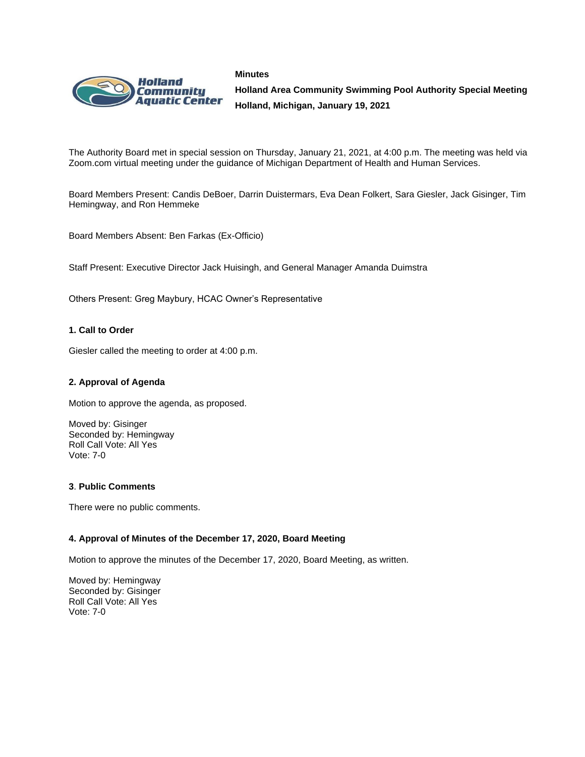Holland Community Aquatic Center

**Minutes**

**Holland Area Community Swimming Pool Authority Special Meeting**

**Holland, Michigan, January 19, 2021**

The Authority Board met in special session on Thursday, January 21, 2021, at 4:00 p.m. The meeting was held via Zoom.com virtual meeting under the guidance of Michigan Department of Health and Human Services.

Board Members Present: Candis DeBoer, Darrin Duistermars, Eva Dean Folkert, Sara Giesler, Jack Gisinger, Tim Hemingway, and Ron Hemmeke

Board Members Absent: Ben Farkas (Ex-Officio)

Staff Present: Executive Director Jack Huisingh, and General Manager Amanda Duimstra

Others Present: Greg Maybury, HCAC Owner's Representative

**1. Call to Order**

Giesler called the meeting to order at 4:00 p.m.

**2. Approval of Agenda**

Motion to approve the agenda, as proposed.

Moved by: Gisinger
Seconded by: Hemingway
Roll Call Vote: All Yes
Vote: 7-0

**3**. **Public Comments**

There were no public comments.

**4. Approval of Minutes of the December 17, 2020, Board Meeting**

Motion to approve the minutes of the December 17, 2020, Board Meeting, as written.

Moved by: Hemingway
Seconded by: Gisinger
Roll Call Vote: All Yes
Vote: 7-0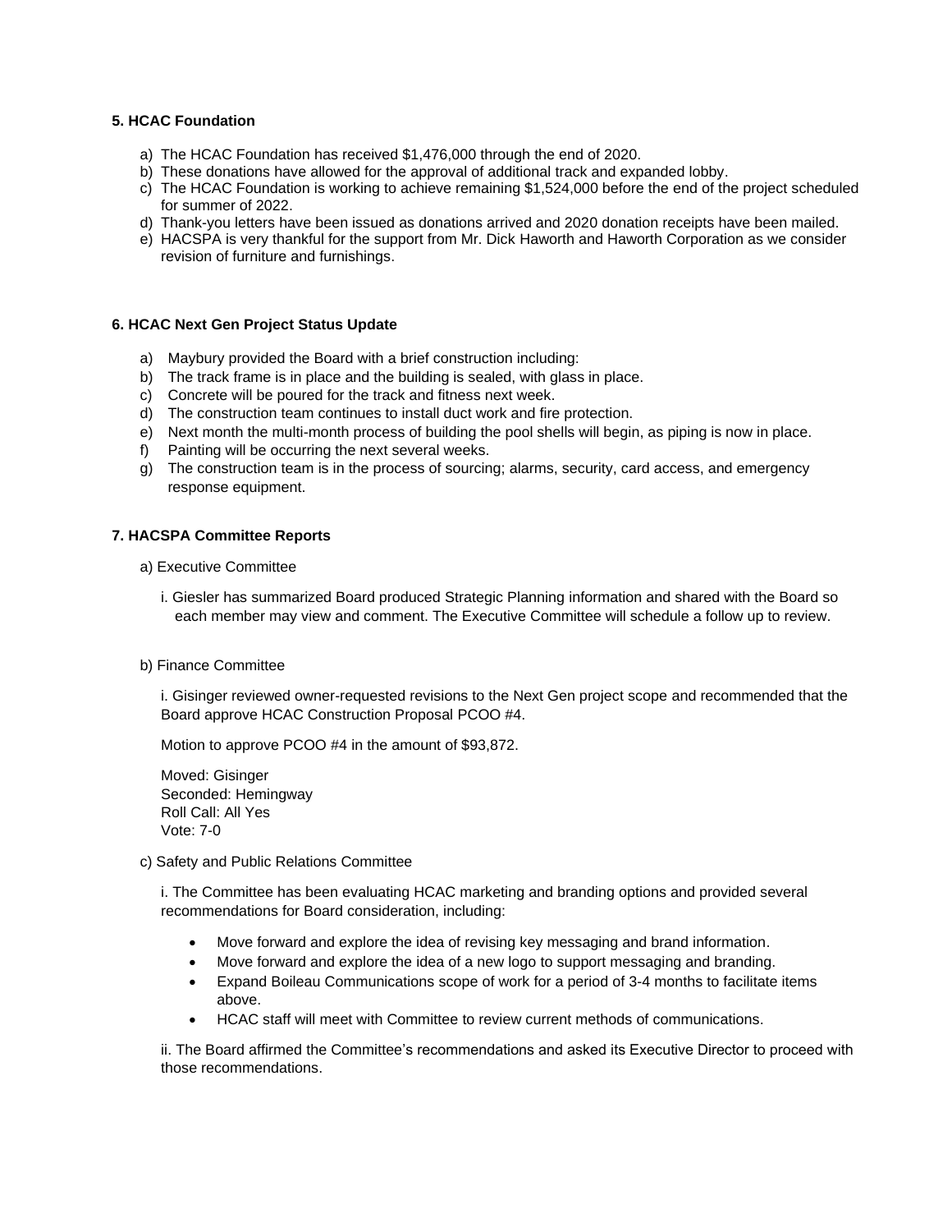**5. HCAC Foundation**

a) The HCAC Foundation has received $1,476,000 through the end of 2020.
b) These donations have allowed for the approval of additional track and expanded lobby.
c) The HCAC Foundation is working to achieve remaining $1,524,000 before the end of the project scheduled for summer of 2022.
d) Thank-you letters have been issued as donations arrived and 2020 donation receipts have been mailed.
e) HACSPA is very thankful for the support from Mr. Dick Haworth and Haworth Corporation as we consider revision of furniture and furnishings.

**6. HCAC Next Gen Project Status Update**

a) Maybury provided the Board with a brief construction including:
b) The track frame is in place and the building is sealed, with glass in place.
c) Concrete will be poured for the track and fitness next week.
d) The construction team continues to install duct work and fire protection.
e) Next month the multi-month process of building the pool shells will begin, as piping is now in place.
f) Painting will be occurring the next several weeks.
g) The construction team is in the process of sourcing; alarms, security, card access, and emergency response equipment.

**7. HACSPA Committee Reports**

a) Executive Committee

i. Giesler has summarized Board produced Strategic Planning information and shared with the Board so each member may view and comment. The Executive Committee will schedule a follow up to review.

b) Finance Committee

i. Gisinger reviewed owner-requested revisions to the Next Gen project scope and recommended that the Board approve HCAC Construction Proposal PCOO #4.

Motion to approve PCOO #4 in the amount of $93,872.

Moved: Gisinger
Seconded: Hemingway
Roll Call: All Yes
Vote: 7-0

c) Safety and Public Relations Committee

i. The Committee has been evaluating HCAC marketing and branding options and provided several recommendations for Board consideration, including:

- Move forward and explore the idea of revising key messaging and brand information.
- Move forward and explore the idea of a new logo to support messaging and branding.
- Expand Boileau Communications scope of work for a period of 3-4 months to facilitate items above.
- HCAC staff will meet with Committee to review current methods of communications.

ii. The Board affirmed the Committee's recommendations and asked its Executive Director to proceed with those recommendations.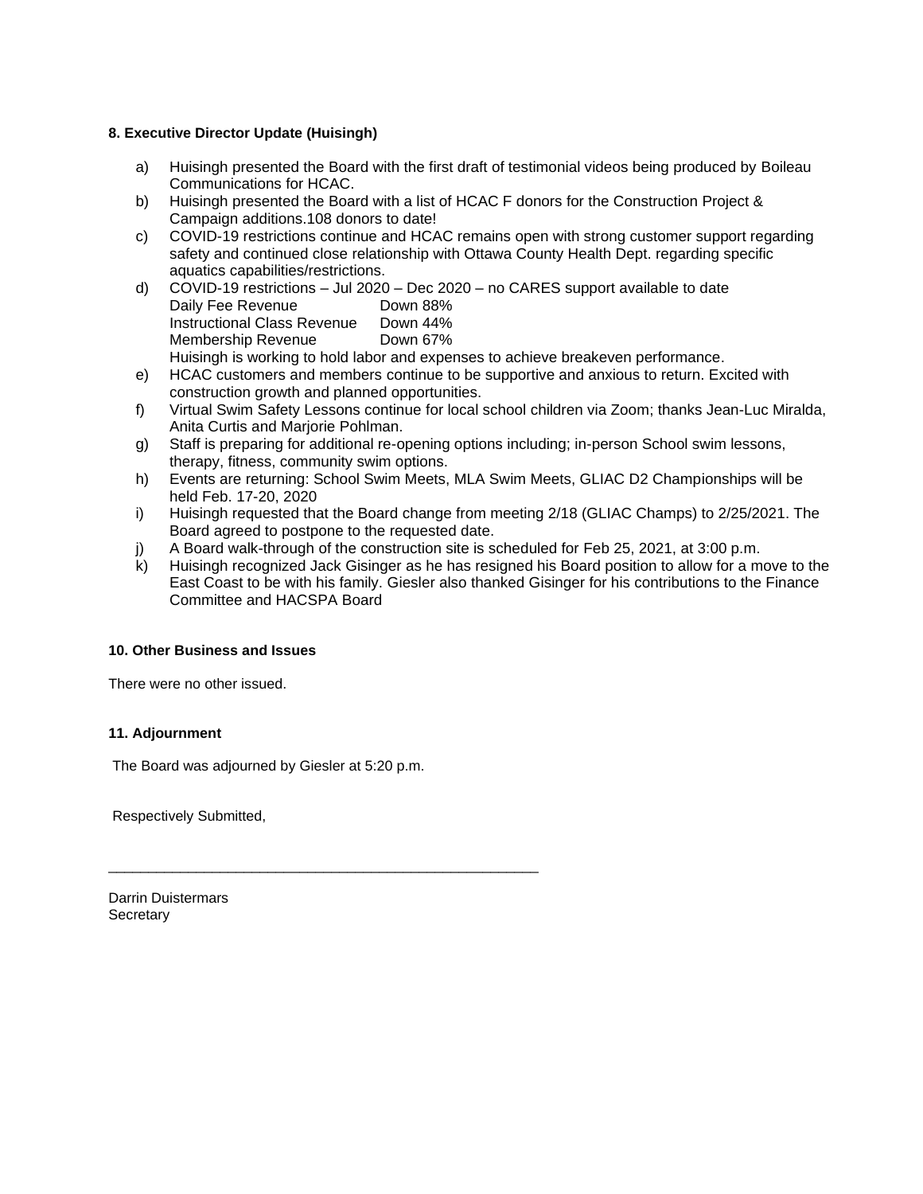**8. Executive Director Update (Huisingh)**

a) Huisingh presented the Board with the first draft of testimonial videos being produced by Boileau Communications for HCAC.

b) Huisingh presented the Board with a list of HCAC F donors for the Construction Project & Campaign additions.108 donors to date!

c) COVID-19 restrictions continue and HCAC remains open with strong customer support regarding safety and continued close relationship with Ottawa County Health Dept. regarding specific aquatics capabilities/restrictions.

d) COVID-19 restrictions – Jul 2020 – Dec 2020 – no CARES support available to date

| | |
|---|---|
| Daily Fee Revenue | Down 88% |
| Instructional Class Revenue | Down 44% |
| Membership Revenue | Down 67% |

Huisingh is working to hold labor and expenses to achieve breakeven performance.

e) HCAC customers and members continue to be supportive and anxious to return. Excited with construction growth and planned opportunities.

f) Virtual Swim Safety Lessons continue for local school children via Zoom; thanks Jean-Luc Miralda, Anita Curtis and Marjorie Pohlman.

g) Staff is preparing for additional re-opening options including; in-person School swim lessons, therapy, fitness, community swim options.

h) Events are returning: School Swim Meets, MLA Swim Meets, GLIAC D2 Championships will be held Feb. 17-20, 2020

i) Huisingh requested that the Board change from meeting 2/18 (GLIAC Champs) to 2/25/2021. The Board agreed to postpone to the requested date.

j) A Board walk-through of the construction site is scheduled for Feb 25, 2021, at 3:00 p.m.

k) Huisingh recognized Jack Gisinger as he has resigned his Board position to allow for a move to the East Coast to be with his family. Giesler also thanked Gisinger for his contributions to the Finance Committee and HACSPA Board

**10. Other Business and Issues**

There were no other issued.

**11. Adjournment**

The Board was adjourned by Giesler at 5:20 p.m.

Respectively Submitted,

\_\_\_\_\_\_\_\_\_\_\_\_\_\_\_\_\_\_\_\_\_\_\_\_\_\_\_\_\_\_\_\_\_\_\_\_\_\_\_\_\_\_\_\_\_\_\_\_\_\_\_\_

Darrin Duistermars
Secretary